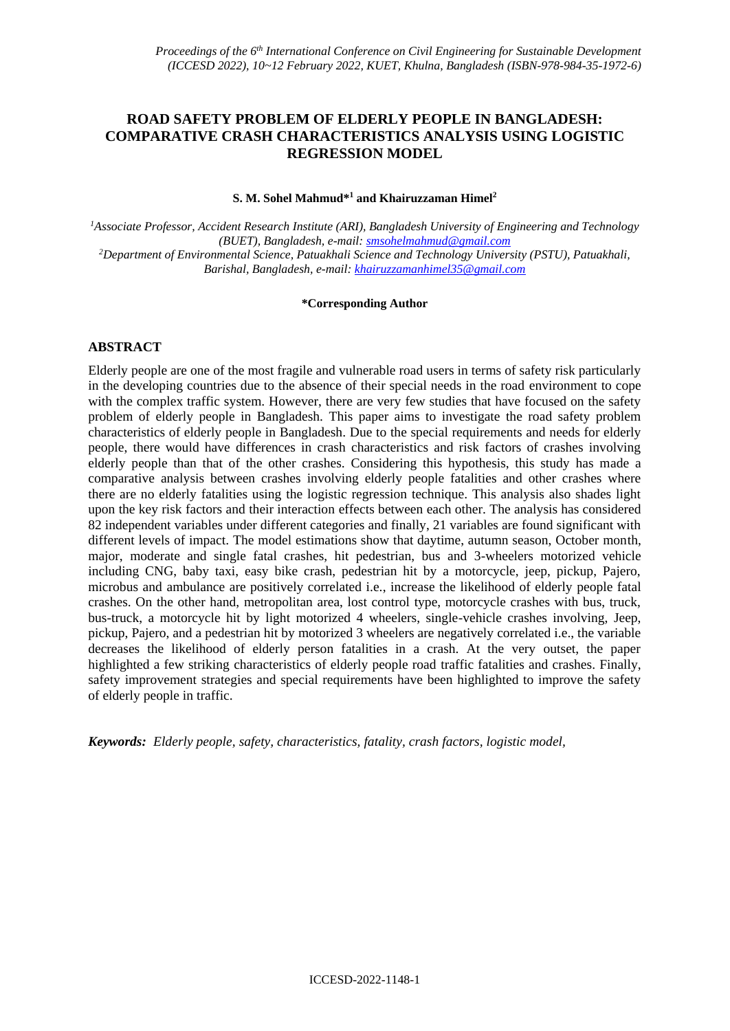# ROAD SAFETY PROBLEM OF ELDERLY PEOPLE IN BANGLADESH: COMPARATIVE CRASH CHARACTERISTICS ANALYSIS USING LOGISTIC REGRESSION MODEL

**S. M. Sohel Mahmud*[1] and Khairuzzaman Himel[2]**

[1]*Associate Professor, Accident Research Institute (ARI), Bangladesh University of Engineering and Technology (BUET), Bangladesh, e-mail: smsohelmahmud@gmail.com*

[2]*Department of Environmental Science, Patuakhali Science and Technology University (PSTU), Patuakhali, Barishal, Bangladesh, e-mail: khairuzzamanhimel35@gmail.com*

**\*Corresponding Author**

## ABSTRACT

Elderly people are one of the most fragile and vulnerable road users in terms of safety risk particularly in the developing countries due to the absence of their special needs in the road environment to cope with the complex traffic system. However, there are very few studies that have focused on the safety problem of elderly people in Bangladesh. This paper aims to investigate the road safety problem characteristics of elderly people in Bangladesh. Due to the special requirements and needs for elderly people, there would have differences in crash characteristics and risk factors of crashes involving elderly people than that of the other crashes. Considering this hypothesis, this study has made a comparative analysis between crashes involving elderly people fatalities and other crashes where there are no elderly fatalities using the logistic regression technique. This analysis also shades light upon the key risk factors and their interaction effects between each other. The analysis has considered 82 independent variables under different categories and finally, 21 variables are found significant with different levels of impact. The model estimations show that daytime, autumn season, October month, major, moderate and single fatal crashes, hit pedestrian, bus and 3-wheelers motorized vehicle including CNG, baby taxi, easy bike crash, pedestrian hit by a motorcycle, jeep, pickup, Pajero, microbus and ambulance are positively correlated i.e., increase the likelihood of elderly people fatal crashes. On the other hand, metropolitan area, lost control type, motorcycle crashes with bus, truck, bus-truck, a motorcycle hit by light motorized 4 wheelers, single-vehicle crashes involving, Jeep, pickup, Pajero, and a pedestrian hit by motorized 3 wheelers are negatively correlated i.e., the variable decreases the likelihood of elderly person fatalities in a crash. At the very outset, the paper highlighted a few striking characteristics of elderly people road traffic fatalities and crashes. Finally, safety improvement strategies and special requirements have been highlighted to improve the safety of elderly people in traffic.

***Keywords:*** *Elderly people, safety, characteristics, fatality, crash factors, logistic model,*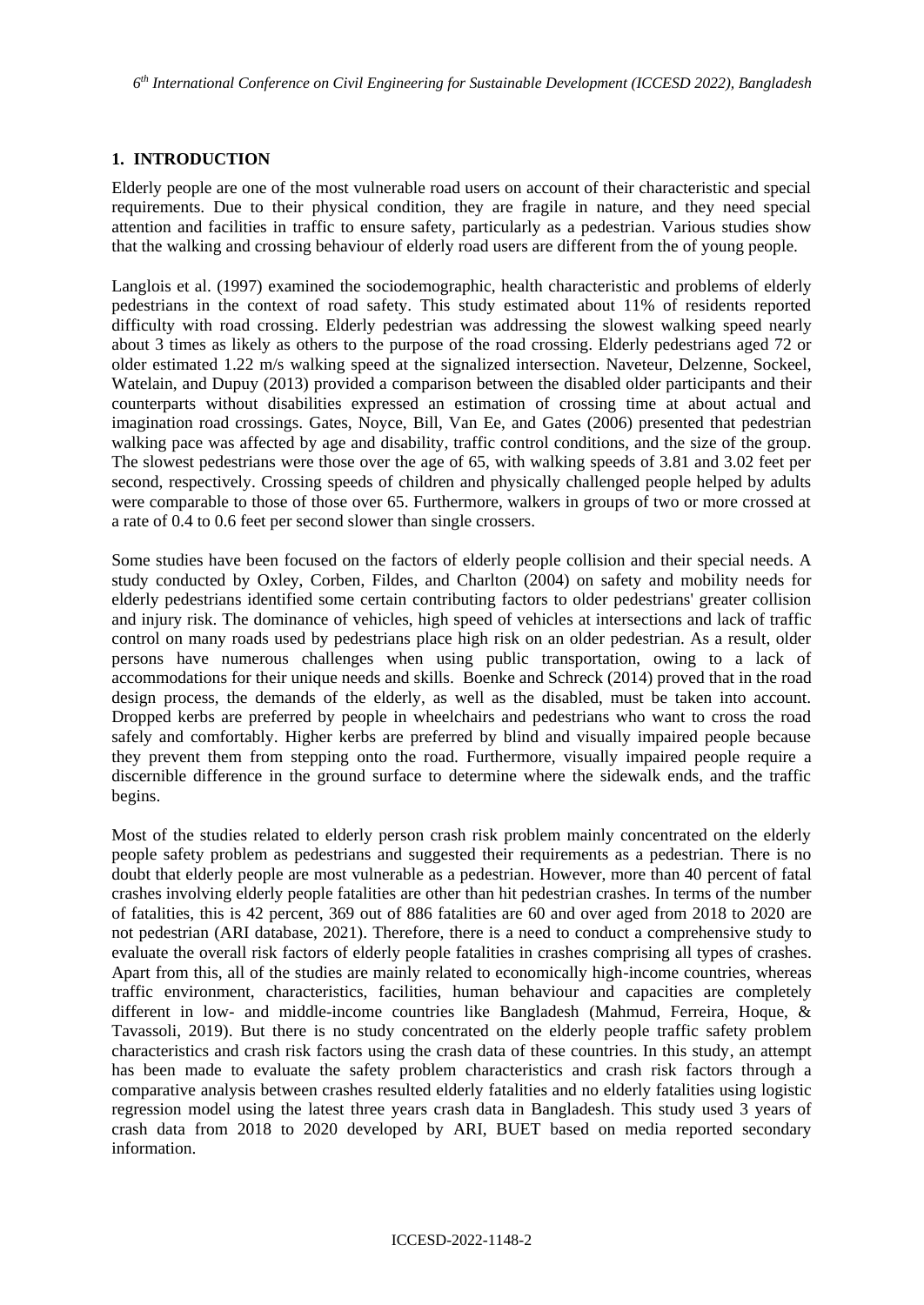## 1. INTRODUCTION

Elderly people are one of the most vulnerable road users on account of their characteristic and special requirements. Due to their physical condition, they are fragile in nature, and they need special attention and facilities in traffic to ensure safety, particularly as a pedestrian. Various studies show that the walking and crossing behaviour of elderly road users are different from the of young people.

Langlois et al. (1997) examined the sociodemographic, health characteristic and problems of elderly pedestrians in the context of road safety. This study estimated about 11% of residents reported difficulty with road crossing. Elderly pedestrian was addressing the slowest walking speed nearly about 3 times as likely as others to the purpose of the road crossing. Elderly pedestrians aged 72 or older estimated 1.22 m/s walking speed at the signalized intersection. Naveteur, Delzenne, Sockeel, Watelain, and Dupuy (2013) provided a comparison between the disabled older participants and their counterparts without disabilities expressed an estimation of crossing time at about actual and imagination road crossings. Gates, Noyce, Bill, Van Ee, and Gates (2006) presented that pedestrian walking pace was affected by age and disability, traffic control conditions, and the size of the group. The slowest pedestrians were those over the age of 65, with walking speeds of 3.81 and 3.02 feet per second, respectively. Crossing speeds of children and physically challenged people helped by adults were comparable to those of those over 65. Furthermore, walkers in groups of two or more crossed at a rate of 0.4 to 0.6 feet per second slower than single crossers.

Some studies have been focused on the factors of elderly people collision and their special needs. A study conducted by Oxley, Corben, Fildes, and Charlton (2004) on safety and mobility needs for elderly pedestrians identified some certain contributing factors to older pedestrians' greater collision and injury risk. The dominance of vehicles, high speed of vehicles at intersections and lack of traffic control on many roads used by pedestrians place high risk on an older pedestrian. As a result, older persons have numerous challenges when using public transportation, owing to a lack of accommodations for their unique needs and skills. Boenke and Schreck (2014) proved that in the road design process, the demands of the elderly, as well as the disabled, must be taken into account. Dropped kerbs are preferred by people in wheelchairs and pedestrians who want to cross the road safely and comfortably. Higher kerbs are preferred by blind and visually impaired people because they prevent them from stepping onto the road. Furthermore, visually impaired people require a discernible difference in the ground surface to determine where the sidewalk ends, and the traffic begins.

Most of the studies related to elderly person crash risk problem mainly concentrated on the elderly people safety problem as pedestrians and suggested their requirements as a pedestrian. There is no doubt that elderly people are most vulnerable as a pedestrian. However, more than 40 percent of fatal crashes involving elderly people fatalities are other than hit pedestrian crashes. In terms of the number of fatalities, this is 42 percent, 369 out of 886 fatalities are 60 and over aged from 2018 to 2020 are not pedestrian (ARI database, 2021). Therefore, there is a need to conduct a comprehensive study to evaluate the overall risk factors of elderly people fatalities in crashes comprising all types of crashes. Apart from this, all of the studies are mainly related to economically high-income countries, whereas traffic environment, characteristics, facilities, human behaviour and capacities are completely different in low- and middle-income countries like Bangladesh (Mahmud, Ferreira, Hoque, & Tavassoli, 2019). But there is no study concentrated on the elderly people traffic safety problem characteristics and crash risk factors using the crash data of these countries. In this study, an attempt has been made to evaluate the safety problem characteristics and crash risk factors through a comparative analysis between crashes resulted elderly fatalities and no elderly fatalities using logistic regression model using the latest three years crash data in Bangladesh. This study used 3 years of crash data from 2018 to 2020 developed by ARI, BUET based on media reported secondary information.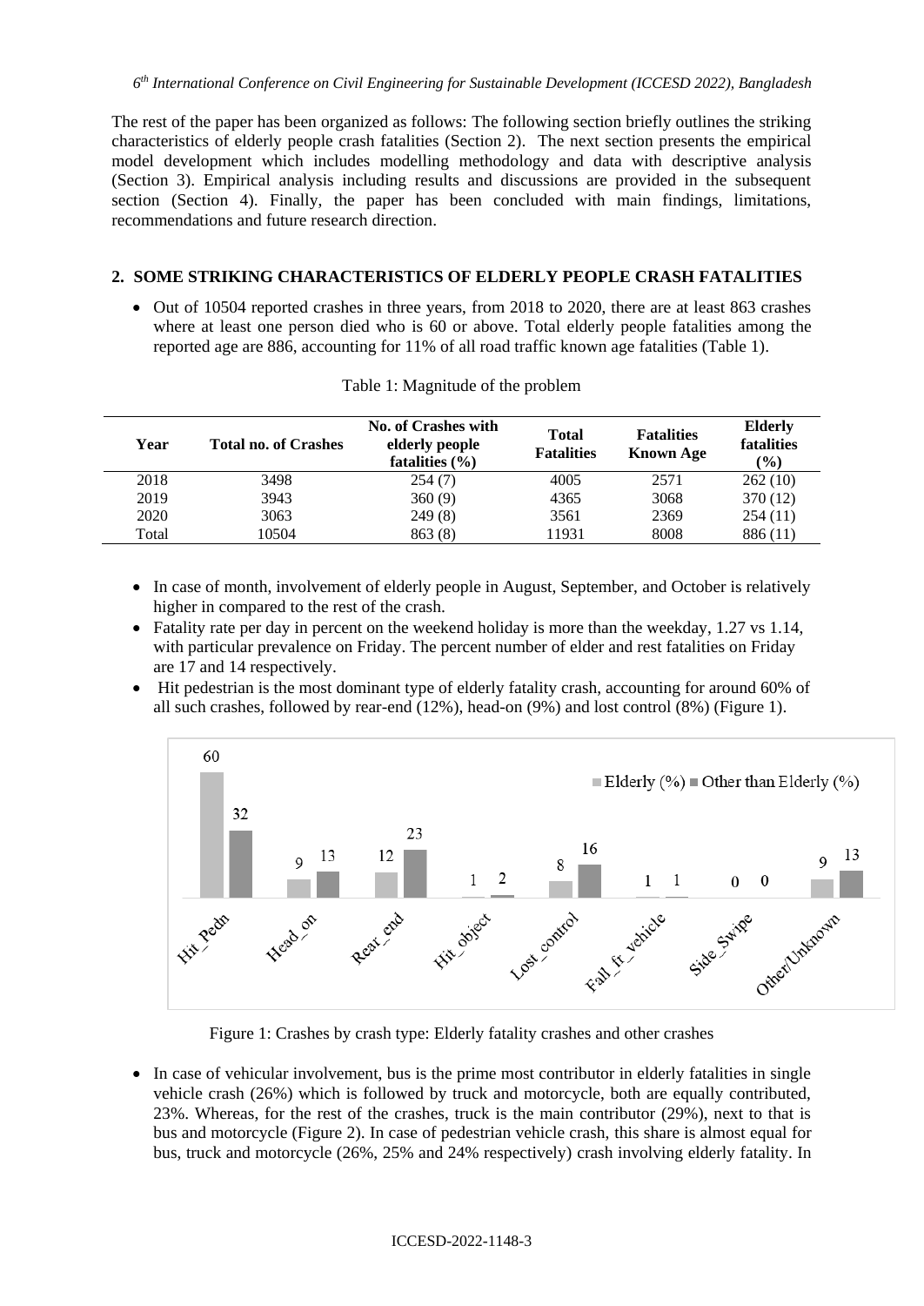The rest of the paper has been organized as follows: The following section briefly outlines the striking characteristics of elderly people crash fatalities (Section 2). The next section presents the empirical model development which includes modelling methodology and data with descriptive analysis (Section 3). Empirical analysis including results and discussions are provided in the subsequent section (Section 4). Finally, the paper has been concluded with main findings, limitations, recommendations and future research direction.

## 2. SOME STRIKING CHARACTERISTICS OF ELDERLY PEOPLE CRASH FATALITIES

- Out of 10504 reported crashes in three years, from 2018 to 2020, there are at least 863 crashes where at least one person died who is 60 or above. Total elderly people fatalities among the reported age are 886, accounting for 11% of all road traffic known age fatalities (Table 1).

Table 1: Magnitude of the problem

| Year | Total no. of Crashes | No. of Crashes with elderly people fatalities (%) | Total Fatalities | Fatalities Known Age | Elderly fatalities (%) |
|---|---|---|---|---|---|
| 2018 | 3498 | 254 (7) | 4005 | 2571 | 262 (10) |
| 2019 | 3943 | 360 (9) | 4365 | 3068 | 370 (12) |
| 2020 | 3063 | 249 (8) | 3561 | 2369 | 254 (11) |
| Total | 10504 | 863 (8) | 11931 | 8008 | 886 (11) |

- In case of month, involvement of elderly people in August, September, and October is relatively higher in compared to the rest of the crash.
- Fatality rate per day in percent on the weekend holiday is more than the weekday, 1.27 vs 1.14, with particular prevalence on Friday. The percent number of elder and rest fatalities on Friday are 17 and 14 respectively.
- Hit pedestrian is the most dominant type of elderly fatality crash, accounting for around 60% of all such crashes, followed by rear-end (12%), head-on (9%) and lost control (8%) (Figure 1).

| Crash type | Elderly (%) | Other than Elderly (%) |
|---|---|---|
| Hit_Pedn | 60 | 32 |
| Head_on | 9 | 13 |
| Rear_end | 12 | 23 |
| Hit_object | 1 | 2 |
| Lost_control | 8 | 16 |
| Fall_ft_vehicle | 1 | 1 |
| Side_Swipe | 0 | 0 |
| Other/Unknown | 9 | 13 |

Figure 1: Crashes by crash type: Elderly fatality crashes and other crashes

- In case of vehicular involvement, bus is the prime most contributor in elderly fatalities in single vehicle crash (26%) which is followed by truck and motorcycle, both are equally contributed, 23%. Whereas, for the rest of the crashes, truck is the main contributor (29%), next to that is bus and motorcycle (Figure 2). In case of pedestrian vehicle crash, this share is almost equal for bus, truck and motorcycle (26%, 25% and 24% respectively) crash involving elderly fatality. In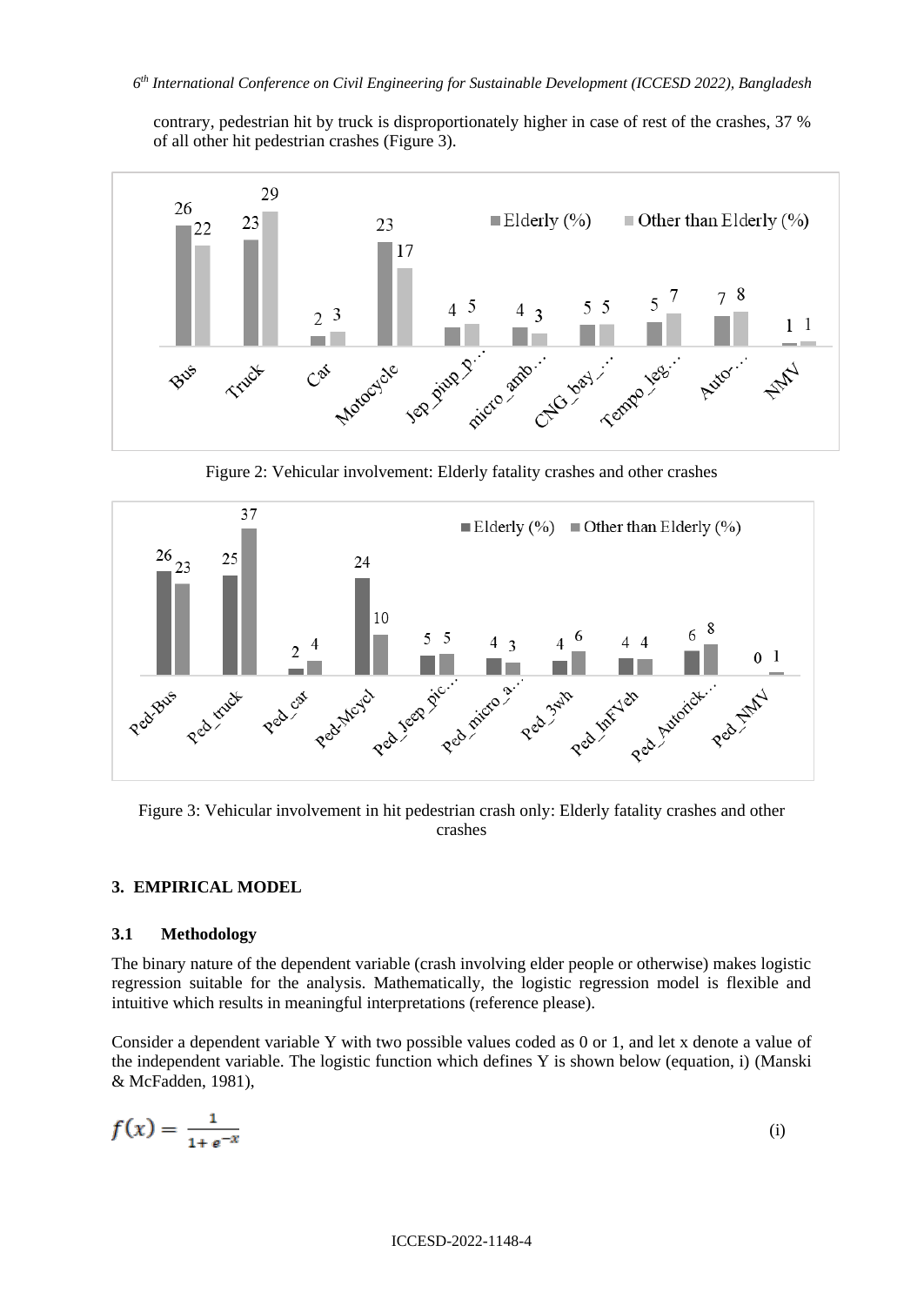contrary, pedestrian hit by truck is disproportionately higher in case of rest of the crashes, 37 % of all other hit pedestrian crashes (Figure 3).

Figure 2: Vehicular involvement: Elderly fatality crashes and other crashes

Figure 3: Vehicular involvement in hit pedestrian crash only: Elderly fatality crashes and other crashes

## 3. EMPIRICAL MODEL

### 3.1 Methodology

The binary nature of the dependent variable (crash involving elder people or otherwise) makes logistic regression suitable for the analysis. Mathematically, the logistic regression model is flexible and intuitive which results in meaningful interpretations (reference please).

Consider a dependent variable Y with two possible values coded as 0 or 1, and let x denote a value of the independent variable. The logistic function which defines Y is shown below (equation, i) (Manski & McFadden, 1981),

$$f(x) = \frac{1}{1 + e^{-x}} \qquad \text{(i)}$$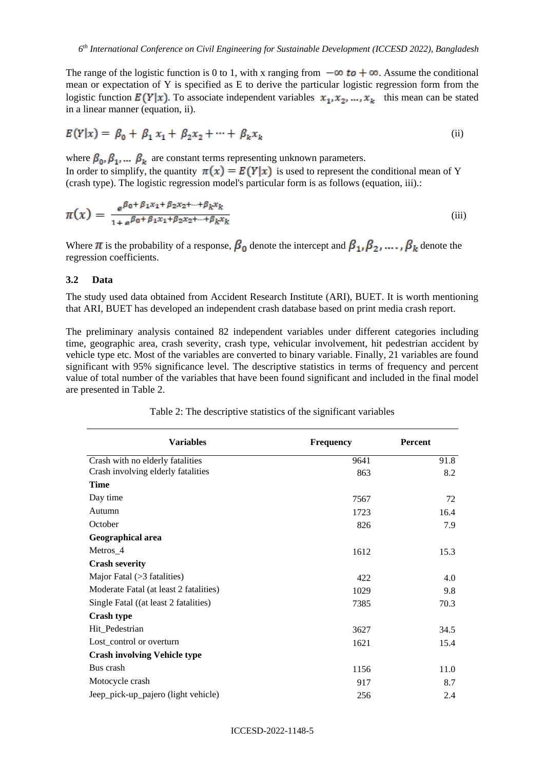The range of the logistic function is 0 to 1, with x ranging from $-\infty$ *to* $+\infty$. Assume the conditional mean or expectation of Y is specified as E to derive the particular logistic regression form from the logistic function $E(Y|x)$. To associate independent variables $x_1, x_2, \ldots, x_k$ this mean can be stated in a linear manner (equation, ii).

$$E(Y|x) = \beta_0 + \beta_1 x_1 + \beta_2 x_2 + \cdots + \beta_k x_k \tag{ii}$$

where $\beta_0, \beta_1, \ldots \beta_k$ are constant terms representing unknown parameters.
In order to simplify, the quantity $\pi(x) = E(Y|x)$ is used to represent the conditional mean of Y (crash type). The logistic regression model's particular form is as follows (equation, iii).:

$$\pi(x) = \frac{e^{\beta_0 + \beta_1 x_1 + \beta_2 x_2 + \cdots + \beta_k x_k}}{1 + e^{\beta_0 + \beta_1 x_1 + \beta_2 x_2 + \cdots + \beta_k x_k}} \tag{iii}$$

Where $\pi$ is the probability of a response, $\beta_0$ denote the intercept and $\beta_1, \beta_2, \ldots, \beta_k$ denote the regression coefficients.

### 3.2 Data

The study used data obtained from Accident Research Institute (ARI), BUET. It is worth mentioning that ARI, BUET has developed an independent crash database based on print media crash report.

The preliminary analysis contained 82 independent variables under different categories including time, geographic area, crash severity, crash type, vehicular involvement, hit pedestrian accident by vehicle type etc. Most of the variables are converted to binary variable. Finally, 21 variables are found significant with 95% significance level. The descriptive statistics in terms of frequency and percent value of total number of the variables that have been found significant and included in the final model are presented in Table 2.

Table 2: The descriptive statistics of the significant variables

| Variables | Frequency | Percent |
|---|---|---|
| Crash with no elderly fatalities | 9641 | 91.8 |
| Crash involving elderly fatalities | 863 | 8.2 |
| **Time** | | |
| Day time | 7567 | 72 |
| Autumn | 1723 | 16.4 |
| October | 826 | 7.9 |
| **Geographical area** | | |
| Metros_4 | 1612 | 15.3 |
| **Crash severity** | | |
| Major Fatal (>3 fatalities) | 422 | 4.0 |
| Moderate Fatal (at least 2 fatalities) | 1029 | 9.8 |
| Single Fatal ((at least 2 fatalities) | 7385 | 70.3 |
| **Crash type** | | |
| Hit_Pedestrian | 3627 | 34.5 |
| Lost_control or overturn | 1621 | 15.4 |
| **Crash involving Vehicle type** | | |
| Bus crash | 1156 | 11.0 |
| Motocycle crash | 917 | 8.7 |
| Jeep_pick-up_pajero (light vehicle) | 256 | 2.4 |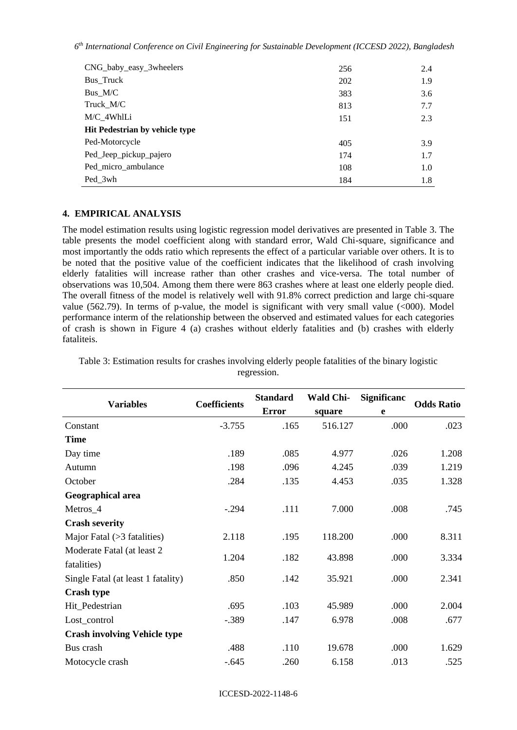| | | |
|---|---|---|
| CNG_baby_easy_3wheelers | 256 | 2.4 |
| Bus_Truck | 202 | 1.9 |
| Bus_M/C | 383 | 3.6 |
| Truck_M/C | 813 | 7.7 |
| M/C_4WhlLi | 151 | 2.3 |
| **Hit Pedestrian by vehicle type** | | |
| Ped-Motorcycle | 405 | 3.9 |
| Ped_Jeep_pickup_pajero | 174 | 1.7 |
| Ped_micro_ambulance | 108 | 1.0 |
| Ped_3wh | 184 | 1.8 |

## 4. EMPIRICAL ANALYSIS

The model estimation results using logistic regression model derivatives are presented in Table 3. The table presents the model coefficient along with standard error, Wald Chi-square, significance and most importantly the odds ratio which represents the effect of a particular variable over others. It is to be noted that the positive value of the coefficient indicates that the likelihood of crash involving elderly fatalities will increase rather than other crashes and vice-versa. The total number of observations was 10,504. Among them there were 863 crashes where at least one elderly people died. The overall fitness of the model is relatively well with 91.8% correct prediction and large chi-square value (562.79). In terms of p-value, the model is significant with very small value (<000). Model performance interm of the relationship between the observed and estimated values for each categories of crash is shown in Figure 4 (a) crashes without elderly fatalities and (b) crashes with elderly fataliteis.

Table 3: Estimation results for crashes involving elderly people fatalities of the binary logistic regression.

| Variables | Coefficients | Standard Error | Wald Chi-square | Significance | Odds Ratio |
|---|---|---|---|---|---|
| Constant | -3.755 | .165 | 516.127 | .000 | .023 |
| **Time** | | | | | |
| Day time | .189 | .085 | 4.977 | .026 | 1.208 |
| Autumn | .198 | .096 | 4.245 | .039 | 1.219 |
| October | .284 | .135 | 4.453 | .035 | 1.328 |
| **Geographical area** | | | | | |
| Metros_4 | -.294 | .111 | 7.000 | .008 | .745 |
| **Crash severity** | | | | | |
| Major Fatal (>3 fatalities) | 2.118 | .195 | 118.200 | .000 | 8.311 |
| Moderate Fatal (at least 2 fatalities) | 1.204 | .182 | 43.898 | .000 | 3.334 |
| Single Fatal (at least 1 fatality) | .850 | .142 | 35.921 | .000 | 2.341 |
| **Crash type** | | | | | |
| Hit_Pedestrian | .695 | .103 | 45.989 | .000 | 2.004 |
| Lost_control | -.389 | .147 | 6.978 | .008 | .677 |
| **Crash involving Vehicle type** | | | | | |
| Bus crash | .488 | .110 | 19.678 | .000 | 1.629 |
| Motocycle crash | -.645 | .260 | 6.158 | .013 | .525 |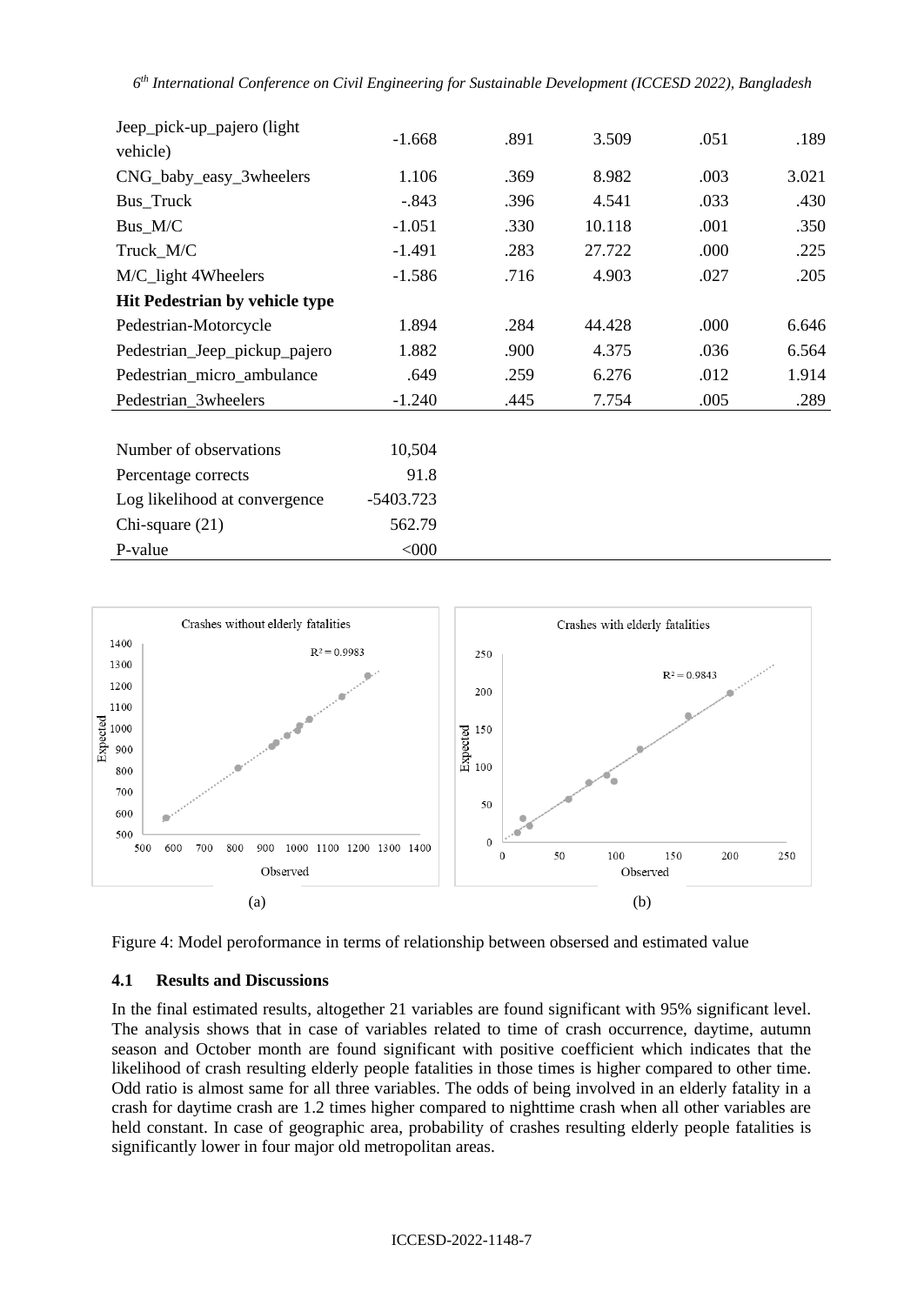| | | | | | |
|---|---|---|---|---|---|
| Jeep_pick-up_pajero (light vehicle) | -1.668 | .891 | 3.509 | .051 | .189 |
| CNG_baby_easy_3wheelers | 1.106 | .369 | 8.982 | .003 | 3.021 |
| Bus_Truck | -.843 | .396 | 4.541 | .033 | .430 |
| Bus_M/C | -1.051 | .330 | 10.118 | .001 | .350 |
| Truck_M/C | -1.491 | .283 | 27.722 | .000 | .225 |
| M/C_light 4Wheelers | -1.586 | .716 | 4.903 | .027 | .205 |
| **Hit Pedestrian by vehicle type** | | | | | |
| Pedestrian-Motorcycle | 1.894 | .284 | 44.428 | .000 | 6.646 |
| Pedestrian_Jeep_pickup_pajero | 1.882 | .900 | 4.375 | .036 | 6.564 |
| Pedestrian_micro_ambulance | .649 | .259 | 6.276 | .012 | 1.914 |
| Pedestrian_3wheelers | -1.240 | .445 | 7.754 | .005 | .289 |
| | | | | | |
| Number of observations | 10,504 | | | | |
| Percentage corrects | 91.8 | | | | |
| Log likelihood at convergence | -5403.723 | | | | |
| Chi-square (21) | 562.79 | | | | |
| P-value | <000 | | | | |

(a) (b)

Figure 4: Model peroformance in terms of relationship between obsersed and estimated value

### 4.1 Results and Discussions

In the final estimated results, altogether 21 variables are found significant with 95% significant level. The analysis shows that in case of variables related to time of crash occurrence, daytime, autumn season and October month are found significant with positive coefficient which indicates that the likelihood of crash resulting elderly people fatalities in those times is higher compared to other time. Odd ratio is almost same for all three variables. The odds of being involved in an elderly fatality in a crash for daytime crash are 1.2 times higher compared to nighttime crash when all other variables are held constant. In case of geographic area, probability of crashes resulting elderly people fatalities is significantly lower in four major old metropolitan areas.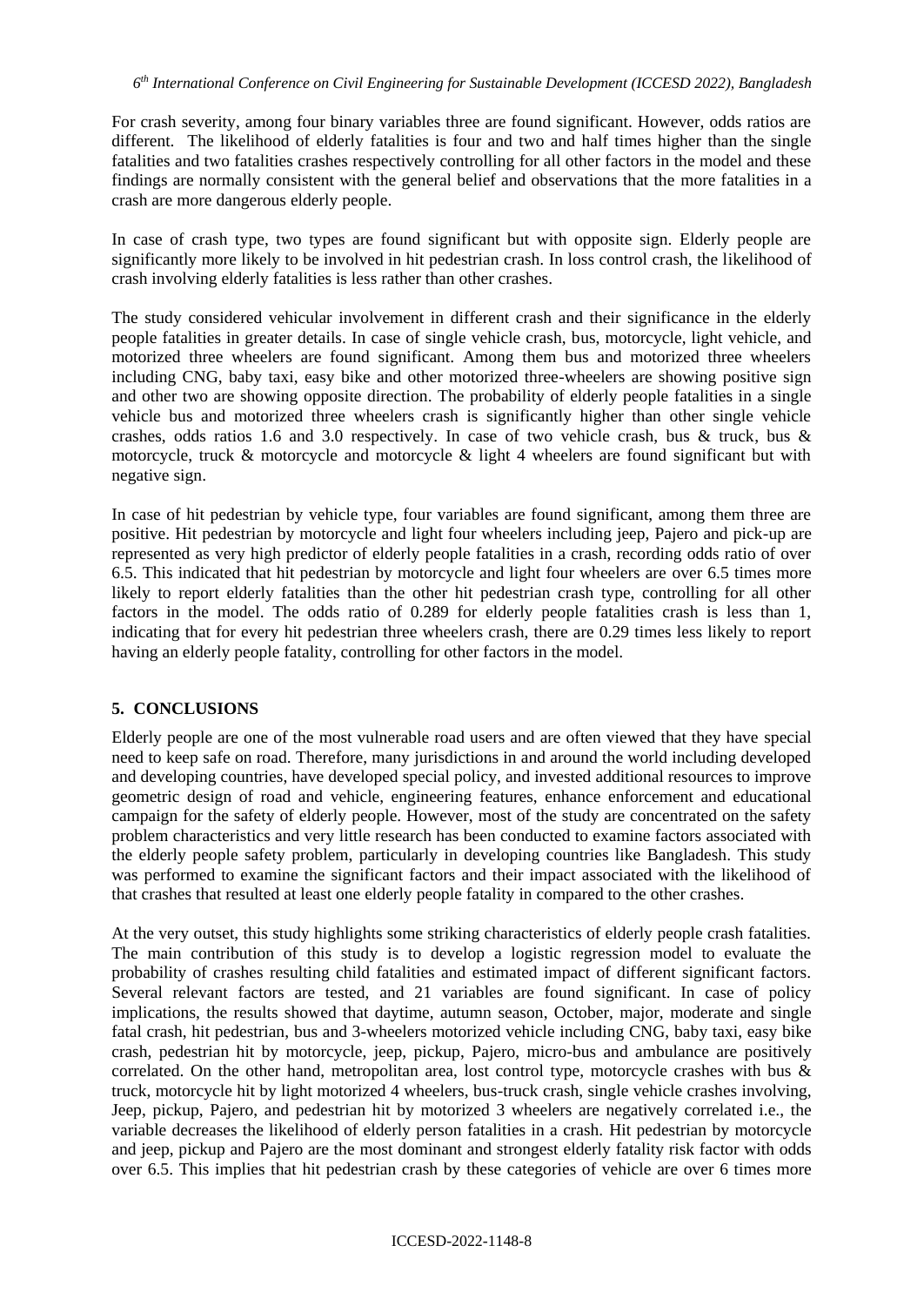For crash severity, among four binary variables three are found significant. However, odds ratios are different. The likelihood of elderly fatalities is four and two and half times higher than the single fatalities and two fatalities crashes respectively controlling for all other factors in the model and these findings are normally consistent with the general belief and observations that the more fatalities in a crash are more dangerous elderly people.

In case of crash type, two types are found significant but with opposite sign. Elderly people are significantly more likely to be involved in hit pedestrian crash. In loss control crash, the likelihood of crash involving elderly fatalities is less rather than other crashes.

The study considered vehicular involvement in different crash and their significance in the elderly people fatalities in greater details. In case of single vehicle crash, bus, motorcycle, light vehicle, and motorized three wheelers are found significant. Among them bus and motorized three wheelers including CNG, baby taxi, easy bike and other motorized three-wheelers are showing positive sign and other two are showing opposite direction. The probability of elderly people fatalities in a single vehicle bus and motorized three wheelers crash is significantly higher than other single vehicle crashes, odds ratios 1.6 and 3.0 respectively. In case of two vehicle crash, bus & truck, bus & motorcycle, truck & motorcycle and motorcycle & light 4 wheelers are found significant but with negative sign.

In case of hit pedestrian by vehicle type, four variables are found significant, among them three are positive. Hit pedestrian by motorcycle and light four wheelers including jeep, Pajero and pick-up are represented as very high predictor of elderly people fatalities in a crash, recording odds ratio of over 6.5. This indicated that hit pedestrian by motorcycle and light four wheelers are over 6.5 times more likely to report elderly fatalities than the other hit pedestrian crash type, controlling for all other factors in the model. The odds ratio of 0.289 for elderly people fatalities crash is less than 1, indicating that for every hit pedestrian three wheelers crash, there are 0.29 times less likely to report having an elderly people fatality, controlling for other factors in the model.

## 5. CONCLUSIONS

Elderly people are one of the most vulnerable road users and are often viewed that they have special need to keep safe on road. Therefore, many jurisdictions in and around the world including developed and developing countries, have developed special policy, and invested additional resources to improve geometric design of road and vehicle, engineering features, enhance enforcement and educational campaign for the safety of elderly people. However, most of the study are concentrated on the safety problem characteristics and very little research has been conducted to examine factors associated with the elderly people safety problem, particularly in developing countries like Bangladesh. This study was performed to examine the significant factors and their impact associated with the likelihood of that crashes that resulted at least one elderly people fatality in compared to the other crashes.

At the very outset, this study highlights some striking characteristics of elderly people crash fatalities. The main contribution of this study is to develop a logistic regression model to evaluate the probability of crashes resulting child fatalities and estimated impact of different significant factors. Several relevant factors are tested, and 21 variables are found significant. In case of policy implications, the results showed that daytime, autumn season, October, major, moderate and single fatal crash, hit pedestrian, bus and 3-wheelers motorized vehicle including CNG, baby taxi, easy bike crash, pedestrian hit by motorcycle, jeep, pickup, Pajero, micro-bus and ambulance are positively correlated. On the other hand, metropolitan area, lost control type, motorcycle crashes with bus & truck, motorcycle hit by light motorized 4 wheelers, bus-truck crash, single vehicle crashes involving, Jeep, pickup, Pajero, and pedestrian hit by motorized 3 wheelers are negatively correlated i.e., the variable decreases the likelihood of elderly person fatalities in a crash. Hit pedestrian by motorcycle and jeep, pickup and Pajero are the most dominant and strongest elderly fatality risk factor with odds over 6.5. This implies that hit pedestrian crash by these categories of vehicle are over 6 times more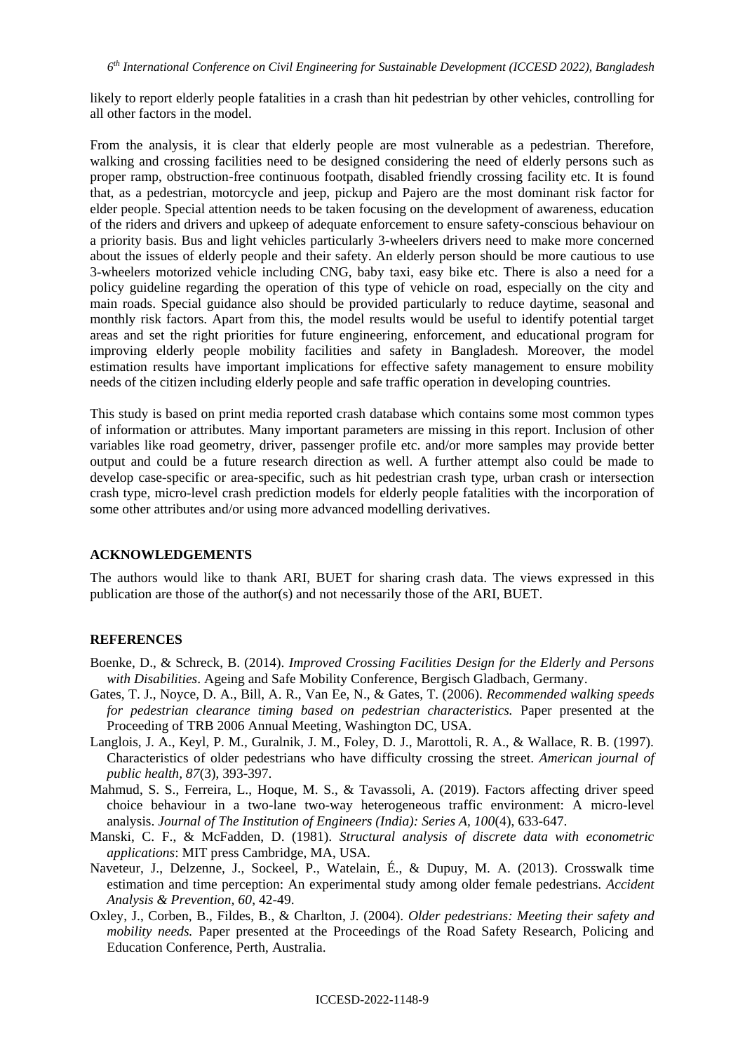likely to report elderly people fatalities in a crash than hit pedestrian by other vehicles, controlling for all other factors in the model.

From the analysis, it is clear that elderly people are most vulnerable as a pedestrian. Therefore, walking and crossing facilities need to be designed considering the need of elderly persons such as proper ramp, obstruction-free continuous footpath, disabled friendly crossing facility etc. It is found that, as a pedestrian, motorcycle and jeep, pickup and Pajero are the most dominant risk factor for elder people. Special attention needs to be taken focusing on the development of awareness, education of the riders and drivers and upkeep of adequate enforcement to ensure safety-conscious behaviour on a priority basis. Bus and light vehicles particularly 3-wheelers drivers need to make more concerned about the issues of elderly people and their safety. An elderly person should be more cautious to use 3-wheelers motorized vehicle including CNG, baby taxi, easy bike etc. There is also a need for a policy guideline regarding the operation of this type of vehicle on road, especially on the city and main roads. Special guidance also should be provided particularly to reduce daytime, seasonal and monthly risk factors. Apart from this, the model results would be useful to identify potential target areas and set the right priorities for future engineering, enforcement, and educational program for improving elderly people mobility facilities and safety in Bangladesh. Moreover, the model estimation results have important implications for effective safety management to ensure mobility needs of the citizen including elderly people and safe traffic operation in developing countries.

This study is based on print media reported crash database which contains some most common types of information or attributes. Many important parameters are missing in this report. Inclusion of other variables like road geometry, driver, passenger profile etc. and/or more samples may provide better output and could be a future research direction as well. A further attempt also could be made to develop case-specific or area-specific, such as hit pedestrian crash type, urban crash or intersection crash type, micro-level crash prediction models for elderly people fatalities with the incorporation of some other attributes and/or using more advanced modelling derivatives.

## ACKNOWLEDGEMENTS

The authors would like to thank ARI, BUET for sharing crash data. The views expressed in this publication are those of the author(s) and not necessarily those of the ARI, BUET.

## REFERENCES

Boenke, D., & Schreck, B. (2014). *Improved Crossing Facilities Design for the Elderly and Persons with Disabilities*. Ageing and Safe Mobility Conference, Bergisch Gladbach, Germany.

Gates, T. J., Noyce, D. A., Bill, A. R., Van Ee, N., & Gates, T. (2006). *Recommended walking speeds for pedestrian clearance timing based on pedestrian characteristics.* Paper presented at the Proceeding of TRB 2006 Annual Meeting, Washington DC, USA.

Langlois, J. A., Keyl, P. M., Guralnik, J. M., Foley, D. J., Marottoli, R. A., & Wallace, R. B. (1997). Characteristics of older pedestrians who have difficulty crossing the street. *American journal of public health, 87*(3), 393-397.

Mahmud, S. S., Ferreira, L., Hoque, M. S., & Tavassoli, A. (2019). Factors affecting driver speed choice behaviour in a two-lane two-way heterogeneous traffic environment: A micro-level analysis. *Journal of The Institution of Engineers (India): Series A, 100*(4), 633-647.

Manski, C. F., & McFadden, D. (1981). *Structural analysis of discrete data with econometric applications*: MIT press Cambridge, MA, USA.

Naveteur, J., Delzenne, J., Sockeel, P., Watelain, É., & Dupuy, M. A. (2013). Crosswalk time estimation and time perception: An experimental study among older female pedestrians. *Accident Analysis & Prevention, 60*, 42-49.

Oxley, J., Corben, B., Fildes, B., & Charlton, J. (2004). *Older pedestrians: Meeting their safety and mobility needs.* Paper presented at the Proceedings of the Road Safety Research, Policing and Education Conference, Perth, Australia.